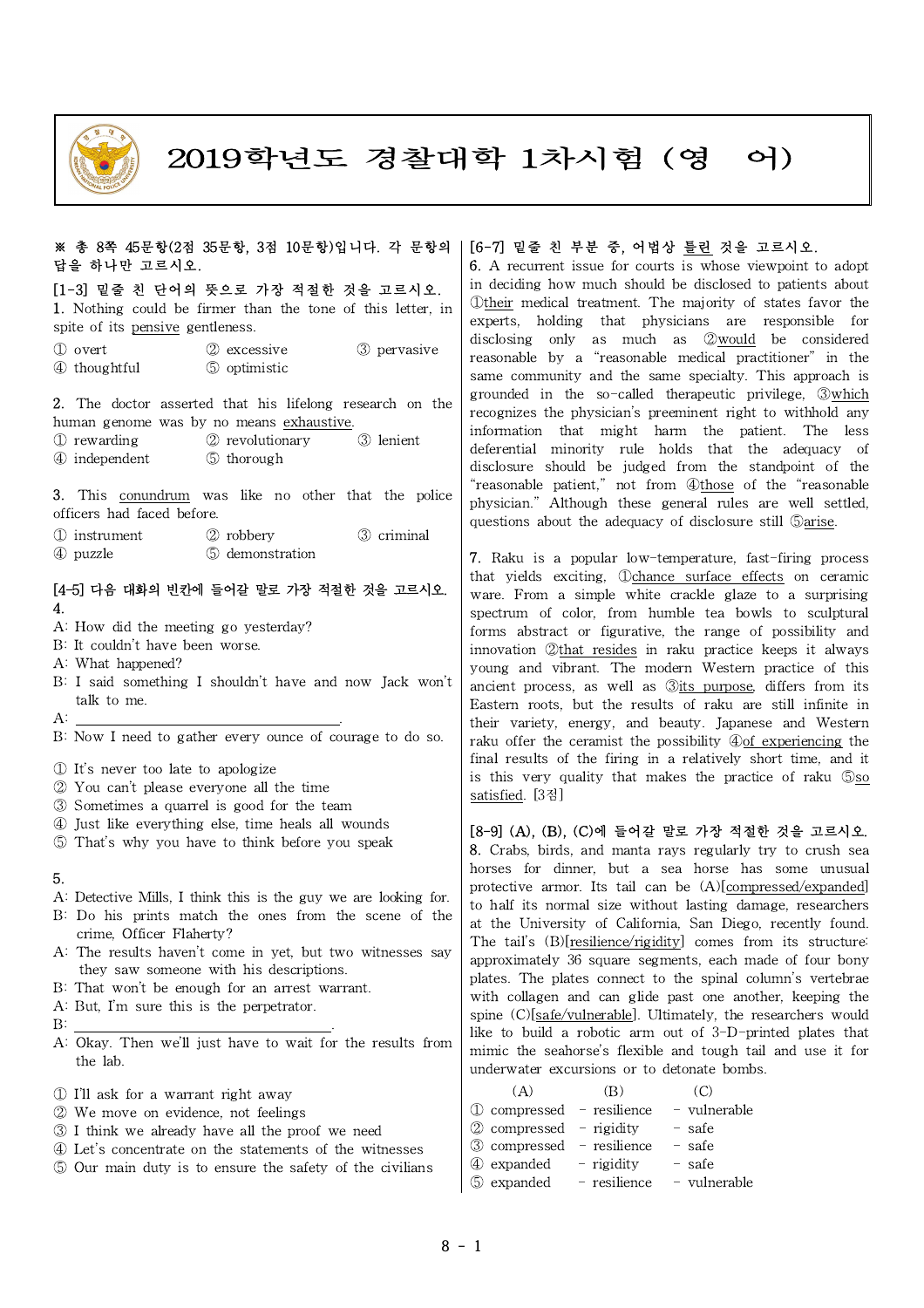# 2019학년도 경찰대학 1차시험 (영 어)

※ 총 8쪽 45문항(2점 35문항, 3점 10문항)입니다. 각 문항의 답을 하나만 고르시오.

**[1-3] 밑줄 친 단어의 뜻으로 가장 적절한 것을 고르시오.**

1. Nothing could be firmer than the tone of this letter, in spite of its <u>pensive</u> gentleness.

① overt ② excessive ③ pervasive
④ thoughtful ⑤ optimistic

2. The doctor asserted that his lifelong research on the human genome was by no means <u>exhaustive</u>.

① rewarding ② revolutionary ③ lenient
④ independent ⑤ thorough

3. This <u>conundrum</u> was like no other that the police officers had faced before.

① instrument ② robbery ③ criminal
④ puzzle ⑤ demonstration

**[4-5] 다음 대화의 빈칸에 들어갈 말로 가장 적절한 것을 고르시오.**

4.
A: How did the meeting go yesterday?
B: It couldn't have been worse.
A: What happened?
B: I said something I shouldn't have and now Jack won't talk to me.
A: ______________________________.
B: Now I need to gather every ounce of courage to do so.

① It's never too late to apologize
② You can't please everyone all the time
③ Sometimes a quarrel is good for the team
④ Just like everything else, time heals all wounds
⑤ That's why you have to think before you speak

5.
A: Detective Mills, I think this is the guy we are looking for.
B: Do his prints match the ones from the scene of the crime, Officer Flaherty?
A: The results haven't come in yet, but two witnesses say they saw someone with his descriptions.
B: That won't be enough for an arrest warrant.
A: But, I'm sure this is the perpetrator.
B: ______________________________.
A: Okay. Then we'll just have to wait for the results from the lab.

① I'll ask for a warrant right away
② We move on evidence, not feelings
③ I think we already have all the proof we need
④ Let's concentrate on the statements of the witnesses
⑤ Our main duty is to ensure the safety of the civilians

**[6-7] 밑줄 친 부분 중, 어법상 <u>틀린</u> 것을 고르시오.**

6. A recurrent issue for courts is whose viewpoint to adopt in deciding how much should be disclosed to patients about ①<u>their</u> medical treatment. The majority of states favor the experts, holding that physicians are responsible for disclosing only as much as ②<u>would</u> be considered reasonable by a "reasonable medical practitioner" in the same community and the same specialty. This approach is grounded in the so-called therapeutic privilege, ③<u>which</u> recognizes the physician's preeminent right to withhold any information that might harm the patient. The less deferential minority rule holds that the adequacy of disclosure should be judged from the standpoint of the "reasonable patient," not from ④<u>those</u> of the "reasonable physician." Although these general rules are well settled, questions about the adequacy of disclosure still ⑤<u>arise</u>.

7. Raku is a popular low-temperature, fast-firing process that yields exciting, ①<u>chance surface effects</u> on ceramic ware. From a simple white crackle glaze to a surprising spectrum of color, from humble tea bowls to sculptural forms abstract or figurative, the range of possibility and innovation ②<u>that resides</u> in raku practice keeps it always young and vibrant. The modern Western practice of this ancient process, as well as ③<u>its purpose</u>, differs from its Eastern roots, but the results of raku are still infinite in their variety, energy, and beauty. Japanese and Western raku offer the ceramist the possibility ④<u>of experiencing</u> the final results of the firing in a relatively short time, and it is this very quality that makes the practice of raku ⑤<u>so satisfied</u>. [3점]

**[8-9] (A), (B), (C)에 들어갈 말로 가장 적절한 것을 고르시오.**

8. Crabs, birds, and manta rays regularly try to crush sea horses for dinner, but a sea horse has some unusual protective armor. Its tail can be (A)[compressed/expanded] to half its normal size without lasting damage, researchers at the University of California, San Diego, recently found. The tail's (B)[resilience/rigidity] comes from its structure: approximately 36 square segments, each made of four bony plates. The plates connect to the spinal column's vertebrae with collagen and can glide past one another, keeping the spine (C)[safe/vulnerable]. Ultimately, the researchers would like to build a robotic arm out of 3-D-printed plates that mimic the seahorse's flexible and tough tail and use it for underwater excursions or to detonate bombs.

| | (A) | (B) | (C) |
|---|---|---|---|
| ① | compressed | resilience | vulnerable |
| ② | compressed | rigidity | safe |
| ③ | compressed | resilience | safe |
| ④ | expanded | rigidity | safe |
| ⑤ | expanded | resilience | vulnerable |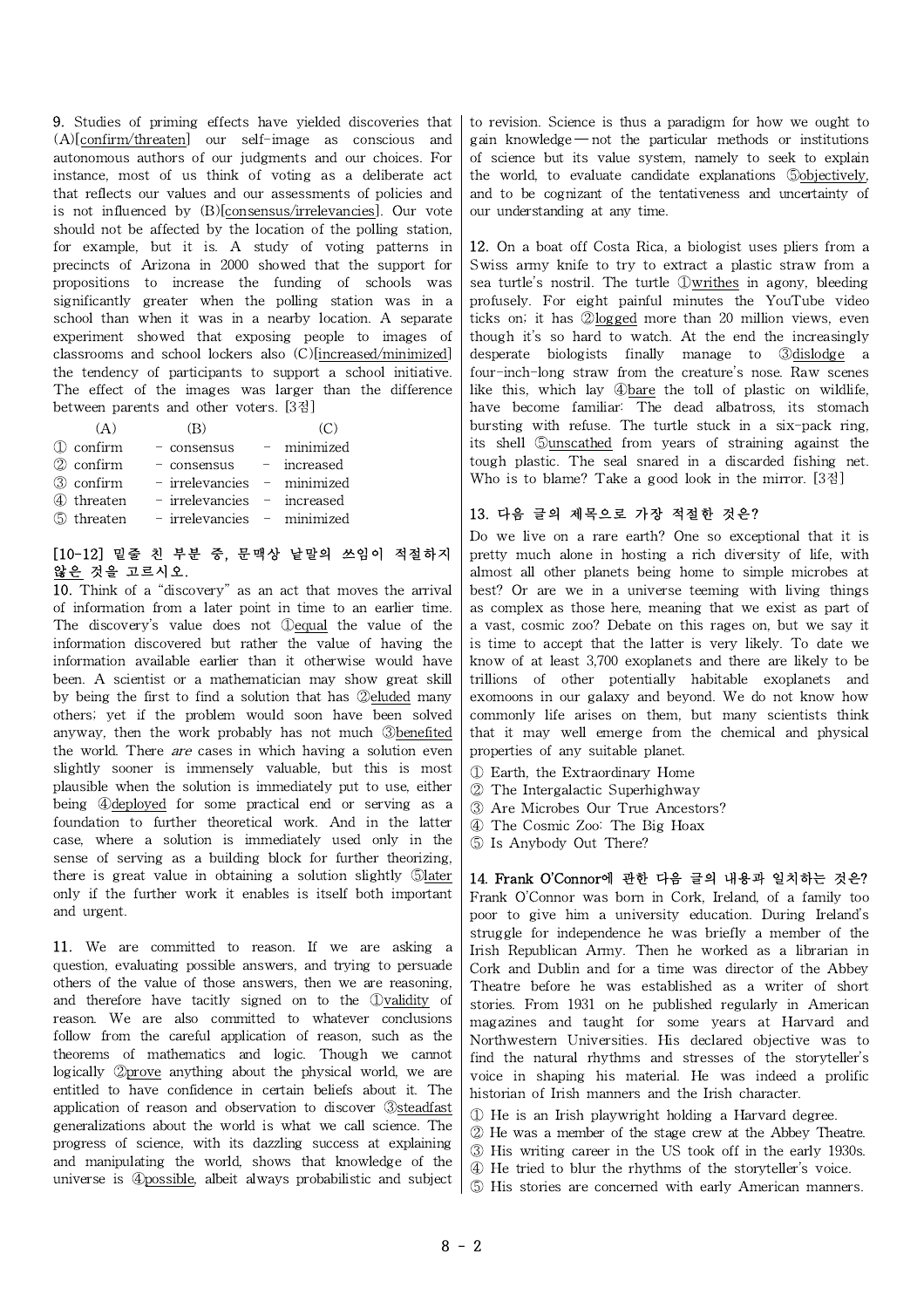9. Studies of priming effects have yielded discoveries that (A)[confirm/threaten] our self-image as conscious and autonomous authors of our judgments and our choices. For instance, most of us think of voting as a deliberate act that reflects our values and our assessments of policies and is not influenced by (B)[consensus/irrelevancies]. Our vote should not be affected by the location of the polling station, for example, but it is. A study of voting patterns in precincts of Arizona in 2000 showed that the support for propositions to increase the funding of schools was significantly greater when the polling station was in a school than when it was in a nearby location. A separate experiment showed that exposing people to images of classrooms and school lockers also (C)[increased/minimized] the tendency of participants to support a school initiative. The effect of the images was larger than the difference between parents and other voters. [3점]

| | (A) | | (B) | | (C) |
|---|---|---|---|---|---|
| ① | confirm | - | consensus | - | minimized |
| ② | confirm | - | consensus | - | increased |
| ③ | confirm | - | irrelevancies | - | minimized |
| ④ | threaten | - | irrelevancies | - | increased |
| ⑤ | threaten | - | irrelevancies | - | minimized |

**[10-12] 밑줄 친 부분 중, 문맥상 낱말의 쓰임이 적절하지 않은 것을 고르시오.**

10. Think of a "discovery" as an act that moves the arrival of information from a later point in time to an earlier time. The discovery's value does not ①equal the value of the information discovered but rather the value of having the information available earlier than it otherwise would have been. A scientist or a mathematician may show great skill by being the first to find a solution that has ②eluded many others; yet if the problem would soon have been solved anyway, then the work probably has not much ③benefited the world. There *are* cases in which having a solution even slightly sooner is immensely valuable, but this is most plausible when the solution is immediately put to use, either being ④deployed for some practical end or serving as a foundation to further theoretical work. And in the latter case, where a solution is immediately used only in the sense of serving as a building block for further theorizing, there is great value in obtaining a solution slightly ⑤later only if the further work it enables is itself both important and urgent.

11. We are committed to reason. If we are asking a question, evaluating possible answers, and trying to persuade others of the value of those answers, then we are reasoning, and therefore have tacitly signed on to the ①validity of reason. We are also committed to whatever conclusions follow from the careful application of reason, such as the theorems of mathematics and logic. Though we cannot logically ②prove anything about the physical world, we are entitled to have confidence in certain beliefs about it. The application of reason and observation to discover ③steadfast generalizations about the world is what we call science. The progress of science, with its dazzling success at explaining and manipulating the world, shows that knowledge of the universe is ④possible, albeit always probabilistic and subject to revision. Science is thus a paradigm for how we ought to gain knowledge — not the particular methods or institutions of science but its value system, namely to seek to explain the world, to evaluate candidate explanations ⑤objectively, and to be cognizant of the tentativeness and uncertainty of our understanding at any time.

12. On a boat off Costa Rica, a biologist uses pliers from a Swiss army knife to try to extract a plastic straw from a sea turtle's nostril. The turtle ①writhes in agony, bleeding profusely. For eight painful minutes the YouTube video ticks on; it has ②logged more than 20 million views, even though it's so hard to watch. At the end the increasingly desperate biologists finally manage to ③dislodge a four-inch-long straw from the creature's nose. Raw scenes like this, which lay ④bare the toll of plastic on wildlife, have become familiar: The dead albatross, its stomach bursting with refuse. The turtle stuck in a six-pack ring, its shell ⑤unscathed from years of straining against the tough plastic. The seal snared in a discarded fishing net. Who is to blame? Take a good look in the mirror. [3점]

**13. 다음 글의 제목으로 가장 적절한 것은?**

Do we live on a rare earth? One so exceptional that it is pretty much alone in hosting a rich diversity of life, with almost all other planets being home to simple microbes at best? Or are we in a universe teeming with living things as complex as those here, meaning that we exist as part of a vast, cosmic zoo? Debate on this rages on, but we say it is time to accept that the latter is very likely. To date we know of at least 3,700 exoplanets and there are likely to be trillions of other potentially habitable exoplanets and exomoons in our galaxy and beyond. We do not know how commonly life arises on them, but many scientists think that it may well emerge from the chemical and physical properties of any suitable planet.

① Earth, the Extraordinary Home
② The Intergalactic Superhighway
③ Are Microbes Our True Ancestors?
④ The Cosmic Zoo: The Big Hoax
⑤ Is Anybody Out There?

**14. Frank O'Connor에 관한 다음 글의 내용과 일치하는 것은?**

Frank O'Connor was born in Cork, Ireland, of a family too poor to give him a university education. During Ireland's struggle for independence he was briefly a member of the Irish Republican Army. Then he worked as a librarian in Cork and Dublin and for a time was director of the Abbey Theatre before he was established as a writer of short stories. From 1931 on he published regularly in American magazines and taught for some years at Harvard and Northwestern Universities. His declared objective was to find the natural rhythms and stresses of the storyteller's voice in shaping his material. He was indeed a prolific historian of Irish manners and the Irish character.

① He is an Irish playwright holding a Harvard degree.
② He was a member of the stage crew at the Abbey Theatre.
③ His writing career in the US took off in the early 1930s.
④ He tried to blur the rhythms of the storyteller's voice.
⑤ His stories are concerned with early American manners.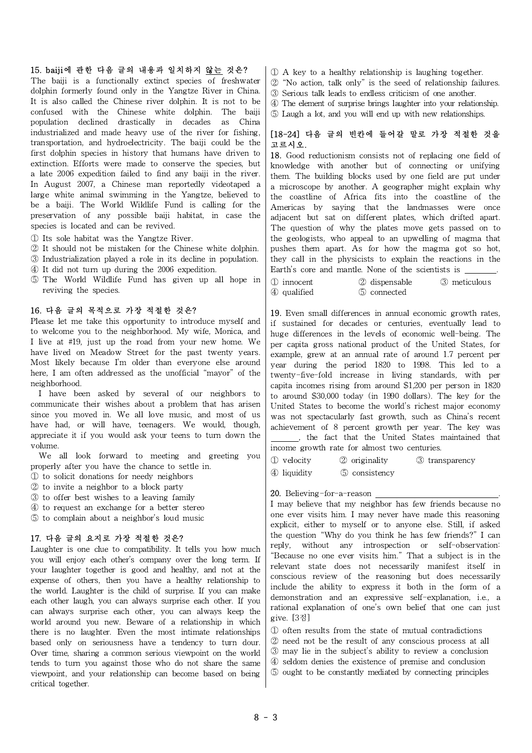15. baiji에 관한 다음 글의 내용과 일치하지 않는 것은?

The baiji is a functionally extinct species of freshwater dolphin formerly found only in the Yangtze River in China. It is also called the Chinese river dolphin. It is not to be confused with the Chinese white dolphin. The baiji population declined drastically in decades as China industrialized and made heavy use of the river for fishing, transportation, and hydroelectricity. The baiji could be the first dolphin species in history that humans have driven to extinction. Efforts were made to conserve the species, but a late 2006 expedition failed to find any baiji in the river. In August 2007, a Chinese man reportedly videotaped a large white animal swimming in the Yangtze, believed to be a baiji. The World Wildlife Fund is calling for the preservation of any possible baiji habitat, in case the species is located and can be revived.

① Its sole habitat was the Yangtze River.
② It should not be mistaken for the Chinese white dolphin.
③ Industrialization played a role in its decline in population.
④ It did not turn up during the 2006 expedition.
⑤ The World Wildlife Fund has given up all hope in reviving the species.

16. 다음 글의 목적으로 가장 적절한 것은?

Please let me take this opportunity to introduce myself and to welcome you to the neighborhood. My wife, Monica, and I live at #19, just up the road from your new home. We have lived on Meadow Street for the past twenty years. Most likely because I'm older than everyone else around here, I am often addressed as the unofficial "mayor" of the neighborhood.

I have been asked by several of our neighbors to communicate their wishes about a problem that has arisen since you moved in. We all love music, and most of us have had, or will have, teenagers. We would, though, appreciate it if you would ask your teens to turn down the volume.

We all look forward to meeting and greeting you properly after you have the chance to settle in.

① to solicit donations for needy neighbors
② to invite a neighbor to a block party
③ to offer best wishes to a leaving family
④ to request an exchange for a better stereo
⑤ to complain about a neighbor's loud music

17. 다음 글의 요지로 가장 적절한 것은?

Laughter is one clue to compatibility. It tells you how much you will enjoy each other's company over the long term. If your laughter together is good and healthy, and not at the expense of others, then you have a healthy relationship to the world. Laughter is the child of surprise. If you can make each other laugh, you can always surprise each other. If you can always surprise each other, you can always keep the world around you new. Beware of a relationship in which there is no laughter. Even the most intimate relationships based only on seriousness have a tendency to turn dour. Over time, sharing a common serious viewpoint on the world tends to turn you against those who do not share the same viewpoint, and your relationship can become based on being critical together.

① A key to a healthy relationship is laughing together.
② "No action, talk only" is the seed of relationship failures.
③ Serious talk leads to endless criticism of one another.
④ The element of surprise brings laughter into your relationship.
⑤ Laugh a lot, and you will end up with new relationships.

[18-24] 다음 글의 빈칸에 들어갈 말로 가장 적절한 것을 고르시오.

18. Good reductionism consists not of replacing one field of knowledge with another but of connecting or unifying them. The building blocks used by one field are put under a microscope by another. A geographer might explain why the coastline of Africa fits into the coastline of the Americas by saying that the landmasses were once adjacent but sat on different plates, which drifted apart. The question of why the plates move gets passed on to the geologists, who appeal to an upwelling of magma that pushes them apart. As for how the magma got so hot, they call in the physicists to explain the reactions in the Earth's core and mantle. None of the scientists is ________.

① innocent ② dispensable ③ meticulous
④ qualified ⑤ connected

19. Even small differences in annual economic growth rates, if sustained for decades or centuries, eventually lead to huge differences in the levels of economic well-being. The per capita gross national product of the United States, for example, grew at an annual rate of around 1.7 percent per year during the period 1820 to 1998. This led to a twenty-five-fold increase in living standards, with per capita incomes rising from around $1,200 per person in 1820 to around $30,000 today (in 1990 dollars). The key for the United States to become the world's richest major economy was not spectacularly fast growth, such as China's recent achievement of 8 percent growth per year. The key was ________, the fact that the United States maintained that income growth rate for almost two centuries.

① velocity ② originality ③ transparency
④ liquidity ⑤ consistency

20. Believing-for-a-reason ________________________.
I may believe that my neighbor has few friends because no one ever visits him. I may never have made this reasoning explicit, either to myself or to anyone else. Still, if asked the question "Why do you think he has few friends?" I can reply, without any introspection or self-observation: "Because no one ever visits him." That a subject is in the relevant state does not necessarily manifest itself in conscious review of the reasoning but does necessarily include the ability to express it both in the form of a demonstration and an expressive self-explanation, i.e., a rational explanation of one's own belief that one can just give. [3점]

① often results from the state of mutual contradictions
② need not be the result of any conscious process at all
③ may lie in the subject's ability to review a conclusion
④ seldom denies the existence of premise and conclusion
⑤ ought to be constantly mediated by connecting principles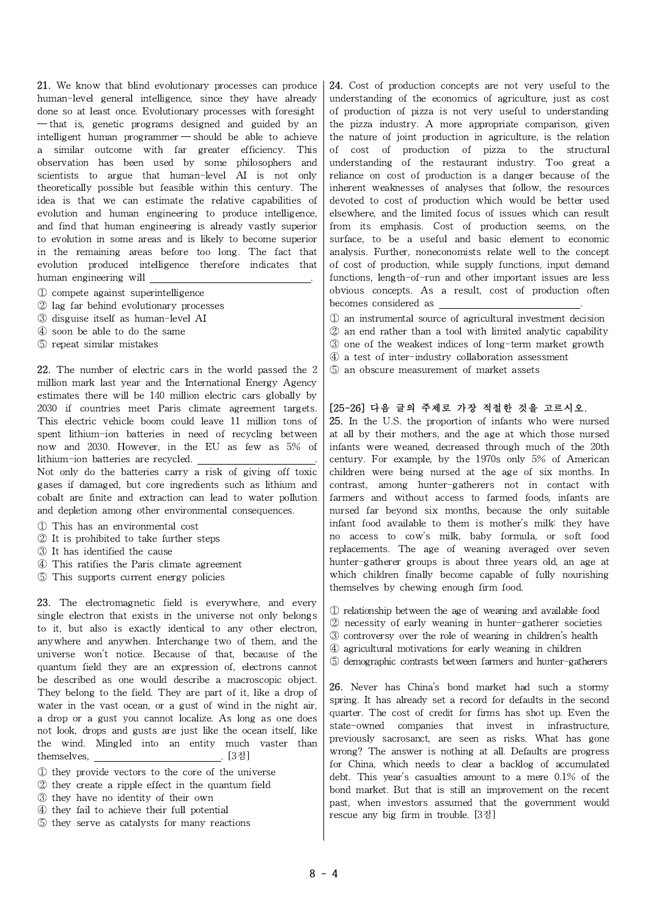21. We know that blind evolutionary processes can produce human-level general intelligence, since they have already done so at least once. Evolutionary processes with foresight — that is, genetic programs designed and guided by an intelligent human programmer — should be able to achieve a similar outcome with far greater efficiency. This observation has been used by some philosophers and scientists to argue that human-level AI is not only theoretically possible but feasible within this century. The idea is that we can estimate the relative capabilities of evolution and human engineering to produce intelligence, and find that human engineering is already vastly superior to evolution in some areas and is likely to become superior in the remaining areas before too long. The fact that evolution produced intelligence therefore indicates that human engineering will \_\_\_\_\_\_\_\_\_\_\_\_\_\_\_\_\_\_\_\_\_\_\_\_.

① compete against superintelligence
② lag far behind evolutionary processes
③ disguise itself as human-level AI
④ soon be able to do the same
⑤ repeat similar mistakes

22. The number of electric cars in the world passed the 2 million mark last year and the International Energy Agency estimates there will be 140 million electric cars globally by 2030 if countries meet Paris climate agreement targets. This electric vehicle boom could leave 11 million tons of spent lithium-ion batteries in need of recycling between now and 2030. However, in the EU as few as 5% of lithium-ion batteries are recycled. \_\_\_\_\_\_\_\_\_\_\_\_\_\_\_\_\_\_\_\_\_\_\_\_. Not only do the batteries carry a risk of giving off toxic gases if damaged, but core ingredients such as lithium and cobalt are finite and extraction can lead to water pollution and depletion among other environmental consequences.

① This has an environmental cost
② It is prohibited to take further steps
③ It has identified the cause
④ This ratifies the Paris climate agreement
⑤ This supports current energy policies

23. The electromagnetic field is everywhere, and every single electron that exists in the universe not only belongs to it, but also is exactly identical to any other electron, anywhere and anywhen. Interchange two of them, and the universe won't notice. Because of that, because of the quantum field they are an expression of, electrons cannot be described as one would describe a macroscopic object. They belong to the field. They are part of it, like a drop of water in the vast ocean, or a gust of wind in the night air, a drop or a gust you cannot localize. As long as one does not look, drops and gusts are just like the ocean itself, like the wind. Mingled into an entity much vaster than themselves, \_\_\_\_\_\_\_\_\_\_\_\_\_\_\_\_\_\_\_\_\_\_\_\_. [3점]

① they provide vectors to the core of the universe
② they create a ripple effect in the quantum field
③ they have no identity of their own
④ they fail to achieve their full potential
⑤ they serve as catalysts for many reactions

24. Cost of production concepts are not very useful to the understanding of the economics of agriculture, just as cost of production of pizza is not very useful to understanding the pizza industry. A more appropriate comparison, given the nature of joint production in agriculture, is the relation of cost of production of pizza to the structural understanding of the restaurant industry. Too great a reliance on cost of production is a danger because of the inherent weaknesses of analyses that follow, the resources devoted to cost of production which would be better used elsewhere, and the limited focus of issues which can result from its emphasis. Cost of production seems, on the surface, to be a useful and basic element to economic analysis. Further, noneconomists relate well to the concept of cost of production, while supply functions, input demand functions, length-of-run and other important issues are less obvious concepts. As a result, cost of production often becomes considered as \_\_\_\_\_\_\_\_\_\_\_\_\_\_\_\_\_\_\_\_\_\_\_\_.

① an instrumental source of agricultural investment decision
② an end rather than a tool with limited analytic capability
③ one of the weakest indices of long-term market growth
④ a test of inter-industry collaboration assessment
⑤ an obscure measurement of market assets

**[25-26] 다음 글의 주제로 가장 적절한 것을 고르시오.**

25. In the U.S. the proportion of infants who were nursed at all by their mothers, and the age at which those nursed infants were weaned, decreased through much of the 20th century. For example, by the 1970s only 5% of American children were being nursed at the age of six months. In contrast, among hunter-gatherers not in contact with farmers and without access to farmed foods, infants are nursed far beyond six months, because the only suitable infant food available to them is mother's milk: they have no access to cow's milk, baby formula, or soft food replacements. The age of weaning averaged over seven hunter-gatherer groups is about three years old, an age at which children finally become capable of fully nourishing themselves by chewing enough firm food.

① relationship between the age of weaning and available food
② necessity of early weaning in hunter-gatherer societies
③ controversy over the role of weaning in children's health
④ agricultural motivations for early weaning in children
⑤ demographic contrasts between farmers and hunter-gatherers

26. Never has China's bond market had such a stormy spring. It has already set a record for defaults in the second quarter. The cost of credit for firms has shot up. Even the state-owned companies that invest in infrastructure, previously sacrosanct, are seen as risks. What has gone wrong? The answer is nothing at all. Defaults are progress for China, which needs to clear a backlog of accumulated debt. This year's casualties amount to a mere 0.1% of the bond market. But that is still an improvement on the recent past, when investors assumed that the government would rescue any big firm in trouble. [3점]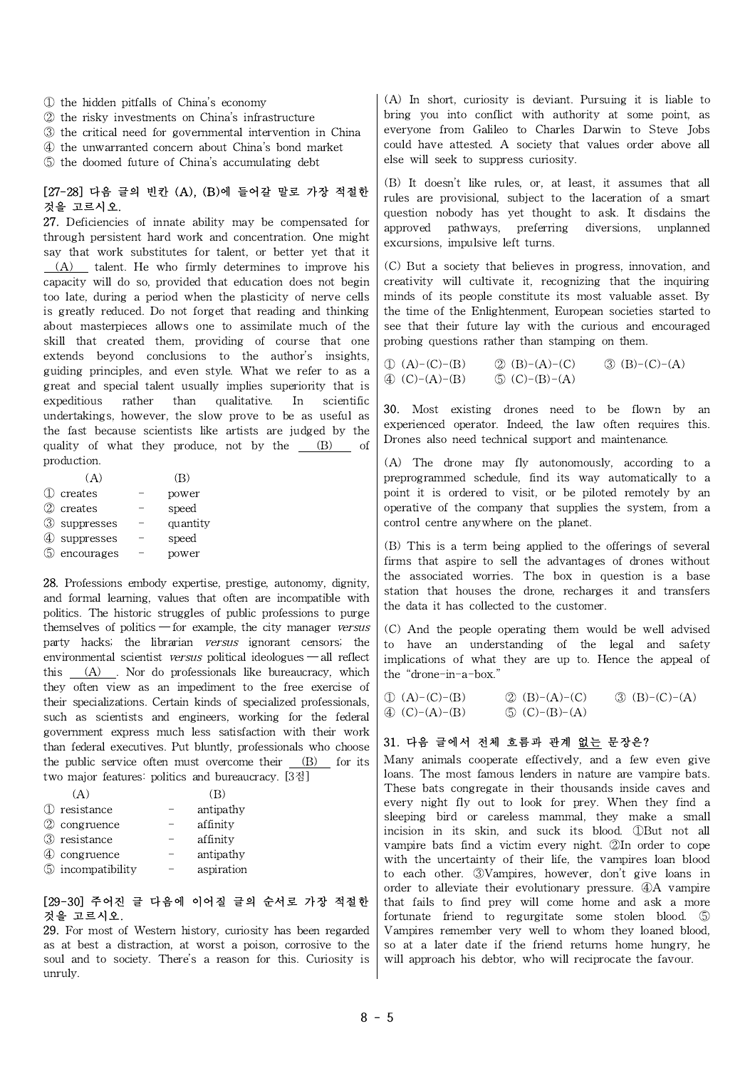① the hidden pitfalls of China's economy
② the risky investments on China's infrastructure
③ the critical need for governmental intervention in China
④ the unwarranted concern about China's bond market
⑤ the doomed future of China's accumulating debt

**[27-28] 다음 글의 빈칸 (A), (B)에 들어갈 말로 가장 적절한 것을 고르시오.**

27. Deficiencies of innate ability may be compensated for through persistent hard work and concentration. One might say that work substitutes for talent, or better yet that it __(A)__ talent. He who firmly determines to improve his capacity will do so, provided that education does not begin too late, during a period when the plasticity of nerve cells is greatly reduced. Do not forget that reading and thinking about masterpieces allows one to assimilate much of the skill that created them, providing of course that one extends beyond conclusions to the author's insights, guiding principles, and even style. What we refer to as a great and special talent usually implies superiority that is expeditious rather than qualitative. In scientific undertakings, however, the slow prove to be as useful as the fast because scientists like artists are judged by the quality of what they produce, not by the __(B)__ of production.

| | (A) | | (B) |
|---|---|---|---|
| ① | creates | – | power |
| ② | creates | – | speed |
| ③ | suppresses | – | quantity |
| ④ | suppresses | – | speed |
| ⑤ | encourages | – | power |

28. Professions embody expertise, prestige, autonomy, dignity, and formal learning, values that often are incompatible with politics. The historic struggles of public professions to purge themselves of politics — for example, the city manager *versus* party hacks; the librarian *versus* ignorant censors; the environmental scientist *versus* political ideologues — all reflect this __(A)__. Nor do professionals like bureaucracy, which they often view as an impediment to the free exercise of their specializations. Certain kinds of specialized professionals, such as scientists and engineers, working for the federal government express much less satisfaction with their work than federal executives. Put bluntly, professionals who choose the public service often must overcome their __(B)__ for its two major features: politics and bureaucracy. [3점]

| | (A) | | (B) |
|---|---|---|---|
| ① | resistance | – | antipathy |
| ② | congruence | – | affinity |
| ③ | resistance | – | affinity |
| ④ | congruence | – | antipathy |
| ⑤ | incompatibility | – | aspiration |

**[29-30] 주어진 글 다음에 이어질 글의 순서로 가장 적절한 것을 고르시오.**

29. For most of Western history, curiosity has been regarded as at best a distraction, at worst a poison, corrosive to the soul and to society. There's a reason for this. Curiosity is unruly.

(A) In short, curiosity is deviant. Pursuing it is liable to bring you into conflict with authority at some point, as everyone from Galileo to Charles Darwin to Steve Jobs could have attested. A society that values order above all else will seek to suppress curiosity.

(B) It doesn't like rules, or, at least, it assumes that all rules are provisional, subject to the laceration of a smart question nobody has yet thought to ask. It disdains the approved pathways, preferring diversions, unplanned excursions, impulsive left turns.

(C) But a society that believes in progress, innovation, and creativity will cultivate it, recognizing that the inquiring minds of its people constitute its most valuable asset. By the time of the Enlightenment, European societies started to see that their future lay with the curious and encouraged probing questions rather than stamping on them.

① (A)-(C)-(B) ② (B)-(A)-(C) ③ (B)-(C)-(A)
④ (C)-(A)-(B) ⑤ (C)-(B)-(A)

30. Most existing drones need to be flown by an experienced operator. Indeed, the law often requires this. Drones also need technical support and maintenance.

(A) The drone may fly autonomously, according to a preprogrammed schedule, find its way automatically to a point it is ordered to visit, or be piloted remotely by an operative of the company that supplies the system, from a control centre anywhere on the planet.

(B) This is a term being applied to the offerings of several firms that aspire to sell the advantages of drones without the associated worries. The box in question is a base station that houses the drone, recharges it and transfers the data it has collected to the customer.

(C) And the people operating them would be well advised to have an understanding of the legal and safety implications of what they are up to. Hence the appeal of the "drone-in-a-box."

① (A)-(C)-(B) ② (B)-(A)-(C) ③ (B)-(C)-(A)
④ (C)-(A)-(B) ⑤ (C)-(B)-(A)

**31. 다음 글에서 전체 흐름과 관계 없는 문장은?**

Many animals cooperate effectively, and a few even give loans. The most famous lenders in nature are vampire bats. These bats congregate in their thousands inside caves and every night fly out to look for prey. When they find a sleeping bird or careless mammal, they make a small incision in its skin, and suck its blood. ①But not all vampire bats find a victim every night. ②In order to cope with the uncertainty of their life, the vampires loan blood to each other. ③Vampires, however, don't give loans in order to alleviate their evolutionary pressure. ④A vampire that fails to find prey will come home and ask a more fortunate friend to regurgitate some stolen blood. ⑤Vampires remember very well to whom they loaned blood, so at a later date if the friend returns home hungry, he will approach his debtor, who will reciprocate the favour.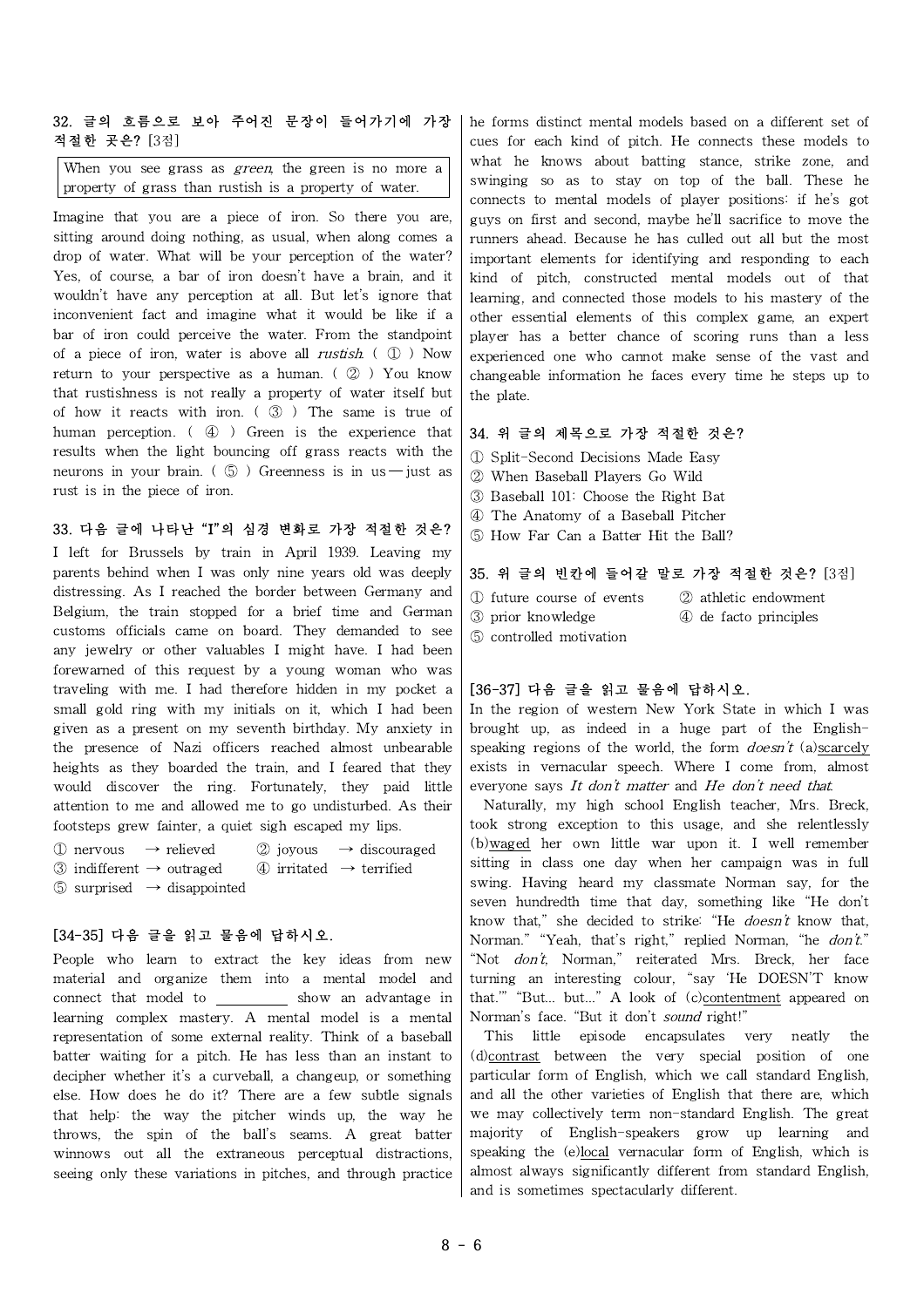**32. 글의 흐름으로 보아 주어진 문장이 들어가기에 가장 적절한 곳은?** [3점]

> When you see grass as *green*, the green is no more a property of grass than rustish is a property of water.

Imagine that you are a piece of iron. So there you are, sitting around doing nothing, as usual, when along comes a drop of water. What will be your perception of the water? Yes, of course, a bar of iron doesn't have a brain, and it wouldn't have any perception at all. But let's ignore that inconvenient fact and imagine what it would be like if a bar of iron could perceive the water. From the standpoint of a piece of iron, water is above all *rustish*. ( ① ) Now return to your perspective as a human. ( ② ) You know that rustishness is not really a property of water itself but of how it reacts with iron. ( ③ ) The same is true of human perception. ( ④ ) Green is the experience that results when the light bouncing off grass reacts with the neurons in your brain. ( ⑤ ) Greenness is in us—just as rust is in the piece of iron.

**33. 다음 글에 나타난 "I"의 심경 변화로 가장 적절한 것은?**

I left for Brussels by train in April 1939. Leaving my parents behind when I was only nine years old was deeply distressing. As I reached the border between Germany and Belgium, the train stopped for a brief time and German customs officials came on board. They demanded to see any jewelry or other valuables I might have. I had been forewarned of this request by a young woman who was traveling with me. I had therefore hidden in my pocket a small gold ring with my initials on it, which I had been given as a present on my seventh birthday. My anxiety in the presence of Nazi officers reached almost unbearable heights as they boarded the train, and I feared that they would discover the ring. Fortunately, they paid little attention to me and allowed me to go undisturbed. As their footsteps grew fainter, a quiet sigh escaped my lips.

① nervous → relieved
② joyous → discouraged
③ indifferent → outraged
④ irritated → terrified
⑤ surprised → disappointed

**[34-35] 다음 글을 읽고 물음에 답하시오.**

People who learn to extract the key ideas from new material and organize them into a mental model and connect that model to \_\_\_\_\_\_\_\_\_ show an advantage in learning complex mastery. A mental model is a mental representation of some external reality. Think of a baseball batter waiting for a pitch. He has less than an instant to decipher whether it's a curveball, a changeup, or something else. How does he do it? There are a few subtle signals that help: the way the pitcher winds up, the way he throws, the spin of the ball's seams. A great batter winnows out all the extraneous perceptual distractions, seeing only these variations in pitches, and through practice he forms distinct mental models based on a different set of cues for each kind of pitch. He connects these models to what he knows about batting stance, strike zone, and swinging so as to stay on top of the ball. These he connects to mental models of player positions: if he's got guys on first and second, maybe he'll sacrifice to move the runners ahead. Because he has culled out all but the most important elements for identifying and responding to each kind of pitch, constructed mental models out of that learning, and connected those models to his mastery of the other essential elements of this complex game, an expert player has a better chance of scoring runs than a less experienced one who cannot make sense of the vast and changeable information he faces every time he steps up to the plate.

**34. 위 글의 제목으로 가장 적절한 것은?**

① Split-Second Decisions Made Easy
② When Baseball Players Go Wild
③ Baseball 101: Choose the Right Bat
④ The Anatomy of a Baseball Pitcher
⑤ How Far Can a Batter Hit the Ball?

**35. 위 글의 빈칸에 들어갈 말로 가장 적절한 것은?** [3점]

① future course of events
② athletic endowment
③ prior knowledge
④ de facto principles
⑤ controlled motivation

**[36-37] 다음 글을 읽고 물음에 답하시오.**

In the region of western New York State in which I was brought up, as indeed in a huge part of the English-speaking regions of the world, the form *doesn't* (a)<u>scarcely</u> exists in vernacular speech. Where I come from, almost everyone says *It don't matter* and *He don't need that*.

Naturally, my high school English teacher, Mrs. Breck, took strong exception to this usage, and she relentlessly (b)<u>waged</u> her own little war upon it. I well remember sitting in class one day when her campaign was in full swing. Having heard my classmate Norman say, for the seven hundredth time that day, something like "He don't know that," she decided to strike: "He *doesn't* know that, Norman." "Yeah, that's right," replied Norman, "he *don't*." "Not *don't*, Norman," reiterated Mrs. Breck, her face turning an interesting colour, "say 'He DOESN'T know that.'" "But... but..." A look of (c)<u>contentment</u> appeared on Norman's face. "But it don't *sound* right!"

This little episode encapsulates very neatly the (d)<u>contrast</u> between the very special position of one particular form of English, which we call standard English, and all the other varieties of English that there are, which we may collectively term non-standard English. The great majority of English-speakers grow up learning and speaking the (e)<u>local</u> vernacular form of English, which is almost always significantly different from standard English, and is sometimes spectacularly different.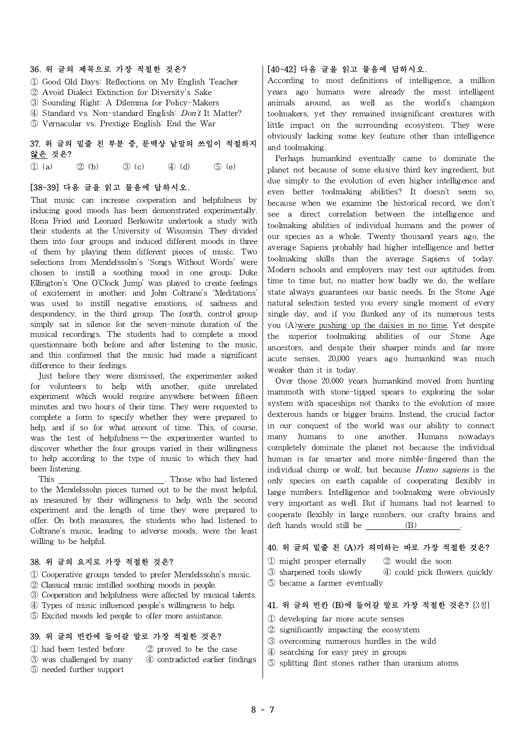36. 위 글의 제목으로 가장 적절한 것은?

① Good Old Days: Reflections on My English Teacher
② Avoid Dialect Extinction for Diversity's Sake
③ Sounding Right: A Dilemma for Policy-Makers
④ Standard vs. Non-standard English: *Don't* It Matter?
⑤ Vernacular vs. Prestige English: End the War

37. 위 글의 밑줄 친 부분 중, 문맥상 낱말의 쓰임이 적절하지 <u>않은</u> 것은?

① (a) ② (b) ③ (c) ④ (d) ⑤ (e)

[38-39] 다음 글을 읽고 물음에 답하시오.

That music can increase cooperation and helpfulness by inducing good moods has been demonstrated experimentally. Rona Fried and Leonard Berkowitz undertook a study with their students at the University of Wisconsin. They divided them into four groups and induced different moods in three of them by playing them different pieces of music. Two selections from Mendelssohn's 'Songs Without Words' were chosen to instill a soothing mood in one group; Duke Ellington's 'One O'Clock Jump' was played to create feelings of excitement in another; and John Coltrane's 'Meditations' was used to instill negative emotions, of sadness and despondency, in the third group. The fourth, control group simply sat in silence for the seven-minute duration of the musical recordings. The students had to complete a mood questionnaire both before and after listening to the music, and this confirmed that the music had made a significant difference to their feelings.

Just before they were dismissed, the experimenter asked for volunteers to help with another, quite unrelated experiment which would require anywhere between fifteen minutes and two hours of their time. They were requested to complete a form to specify whether they were prepared to help, and if so for what amount of time. This, of course, was the test of helpfulness — the experimenter wanted to discover whether the four groups varied in their willingness to help according to the type of music to which they had been listening.

This ______________________. Those who had listened to the Mendelssohn pieces turned out to be the most helpful, as measured by their willingness to help with the second experiment and the length of time they were prepared to offer. On both measures, the students who had listened to Coltrane's music, leading to adverse moods, were the least willing to be helpful.

38. 위 글의 요지로 가장 적절한 것은?

① Cooperative groups tended to prefer Mendelssohn's music.
② Classical music instilled soothing moods in people.
③ Cooperation and helpfulness were affected by musical talents.
④ Types of music influenced people's willingness to help.
⑤ Excited moods led people to offer more assistance.

39. 위 글의 빈칸에 들어갈 말로 가장 적절한 것은?

① had been tested before
② proved to be the case
③ was challenged by many
④ contradicted earlier findings
⑤ needed further support

[40-42] 다음 글을 읽고 물음에 답하시오.

According to most definitions of intelligence, a million years ago humans were already the most intelligent animals around, as well as the world's champion toolmakers, yet they remained insignificant creatures with little impact on the surrounding ecosystem. They were obviously lacking some key feature other than intelligence and toolmaking.

Perhaps humankind eventually came to dominate the planet not because of some elusive third key ingredient, but due simply to the evolution of even higher intelligence and even better toolmaking abilities? It doesn't seem so, because when we examine the historical record, we don't see a direct correlation between the intelligence and toolmaking abilities of individual humans and the power of our species as a whole. Twenty thousand years ago, the average Sapiens probably had higher intelligence and better toolmaking skills than the average Sapiens of today. Modern schools and employers may test our aptitudes from time to time but, no matter how badly we do, the welfare state always guarantees our basic needs. In the Stone Age natural selection tested you every single moment of every single day, and if you flunked any of its numerous tests you (A)<u>were pushing up the daisies in no time</u>. Yet despite the superior toolmaking abilities of our Stone Age ancestors, and despite their sharper minds and far more acute senses, 20,000 years ago humankind was much weaker than it is today.

Over those 20,000 years humankind moved from hunting mammoth with stone-tipped spears to exploring the solar system with spaceships not thanks to the evolution of more dexterous hands or bigger brains. Instead, the crucial factor in our conquest of the world was our ability to connect many humans to one another. Humans nowadays completely dominate the planet not because the individual human is far smarter and more nimble-fingered than the individual chimp or wolf, but because *Homo sapiens* is the only species on earth capable of cooperating flexibly in large numbers. Intelligence and toolmaking were obviously very important as well. But if humans had not learned to cooperate flexibly in large numbers, our crafty brains and deft hands would still be _______(B)_______.

40. 위 글의 밑줄 친 (A)가 의미하는 바로 가장 적절한 것은?

① might prosper eternally
② would die soon
③ sharpened tools slowly
④ could pick flowers quickly
⑤ became a farmer eventually

41. 위 글의 빈칸 (B)에 들어갈 말로 가장 적절한 것은? [3점]

① developing far more acute senses
② significantly impacting the ecosystem
③ overcoming numerous hurdles in the wild
④ searching for easy prey in groups
⑤ splitting flint stones rather than uranium atoms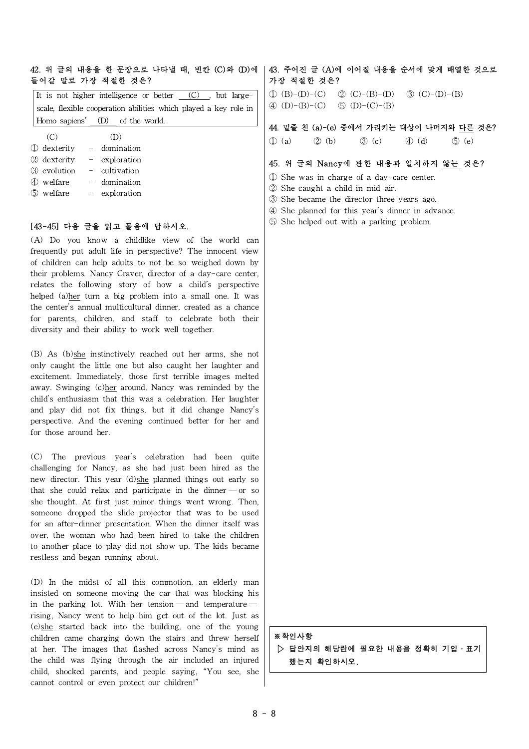42. 위 글의 내용을 한 문장으로 나타낼 때, 빈칸 (C)와 (D)에 들어갈 말로 가장 적절한 것은?

> It is not higher intelligence or better ___(C)___, but large-scale, flexible cooperation abilities which played a key role in Homo sapiens' ___(D)___ of the world.

| (C) | | (D) |
|---|---|---|
| ① dexterity | - | domination |
| ② dexterity | - | exploration |
| ③ evolution | - | cultivation |
| ④ welfare | - | domination |
| ⑤ welfare | - | exploration |

### [43-45] 다음 글을 읽고 물음에 답하시오.

(A) Do you know a childlike view of the world can frequently put adult life in perspective? The innocent view of children can help adults to not be so weighed down by their problems. Nancy Craver, director of a day-care center, relates the following story of how a child's perspective helped (a)her turn a big problem into a small one. It was the center's annual multicultural dinner, created as a chance for parents, children, and staff to celebrate both their diversity and their ability to work well together.

(B) As (b)she instinctively reached out her arms, she not only caught the little one but also caught her laughter and excitement. Immediately, those first terrible images melted away. Swinging (c)her around, Nancy was reminded by the child's enthusiasm that this was a celebration. Her laughter and play did not fix things, but it did change Nancy's perspective. And the evening continued better for her and for those around her.

(C) The previous year's celebration had been quite challenging for Nancy, as she had just been hired as the new director. This year (d)she planned things out early so that she could relax and participate in the dinner — or so she thought. At first just minor things went wrong. Then, someone dropped the slide projector that was to be used for an after-dinner presentation. When the dinner itself was over, the woman who had been hired to take the children to another place to play did not show up. The kids became restless and began running about.

(D) In the midst of all this commotion, an elderly man insisted on someone moving the car that was blocking his in the parking lot. With her tension — and temperature — rising, Nancy went to help him get out of the lot. Just as (e)she started back into the building, one of the young children came charging down the stairs and threw herself at her. The images that flashed across Nancy's mind as the child was flying through the air included an injured child, shocked parents, and people saying, "You see, she cannot control or even protect our children!"

43. 주어진 글 (A)에 이어질 내용을 순서에 맞게 배열한 것으로 가장 적절한 것은?

① (B)-(D)-(C) ② (C)-(B)-(D) ③ (C)-(D)-(B)
④ (D)-(B)-(C) ⑤ (D)-(C)-(B)

44. 밑줄 친 (a)-(e) 중에서 가리키는 대상이 나머지와 다른 것은?

① (a) ② (b) ③ (c) ④ (d) ⑤ (e)

45. 위 글의 Nancy에 관한 내용과 일치하지 않는 것은?

① She was in charge of a day-care center.
② She caught a child in mid-air.
③ She became the director three years ago.
④ She planned for this year's dinner in advance.
⑤ She helped out with a parking problem.

※확인사항
▷ 답안지의 해당란에 필요한 내용을 정확히 기입·표기 했는지 확인하시오.